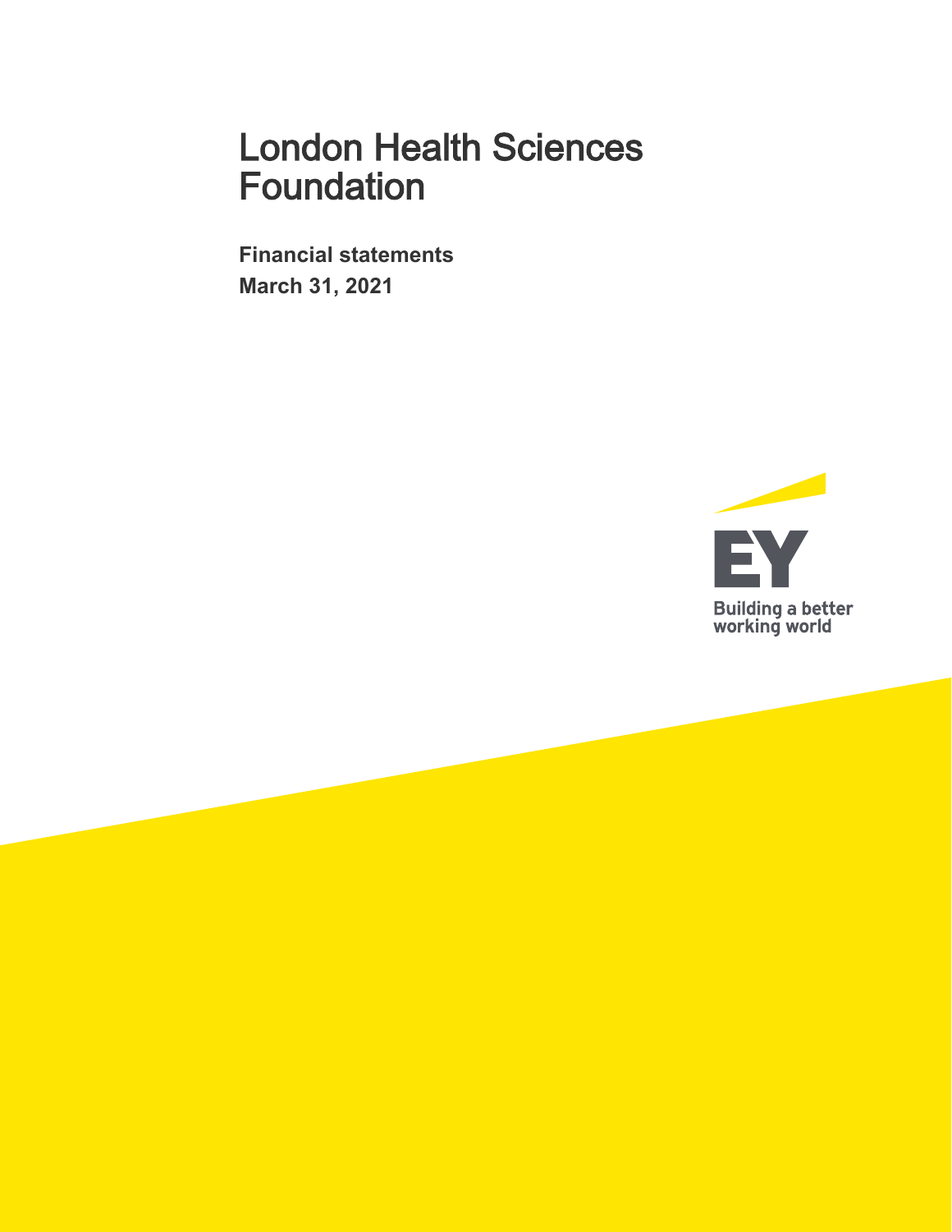# London Health Sciences Foundation

**Financial statements**

**March 31, 2021**

EY

Building a better working world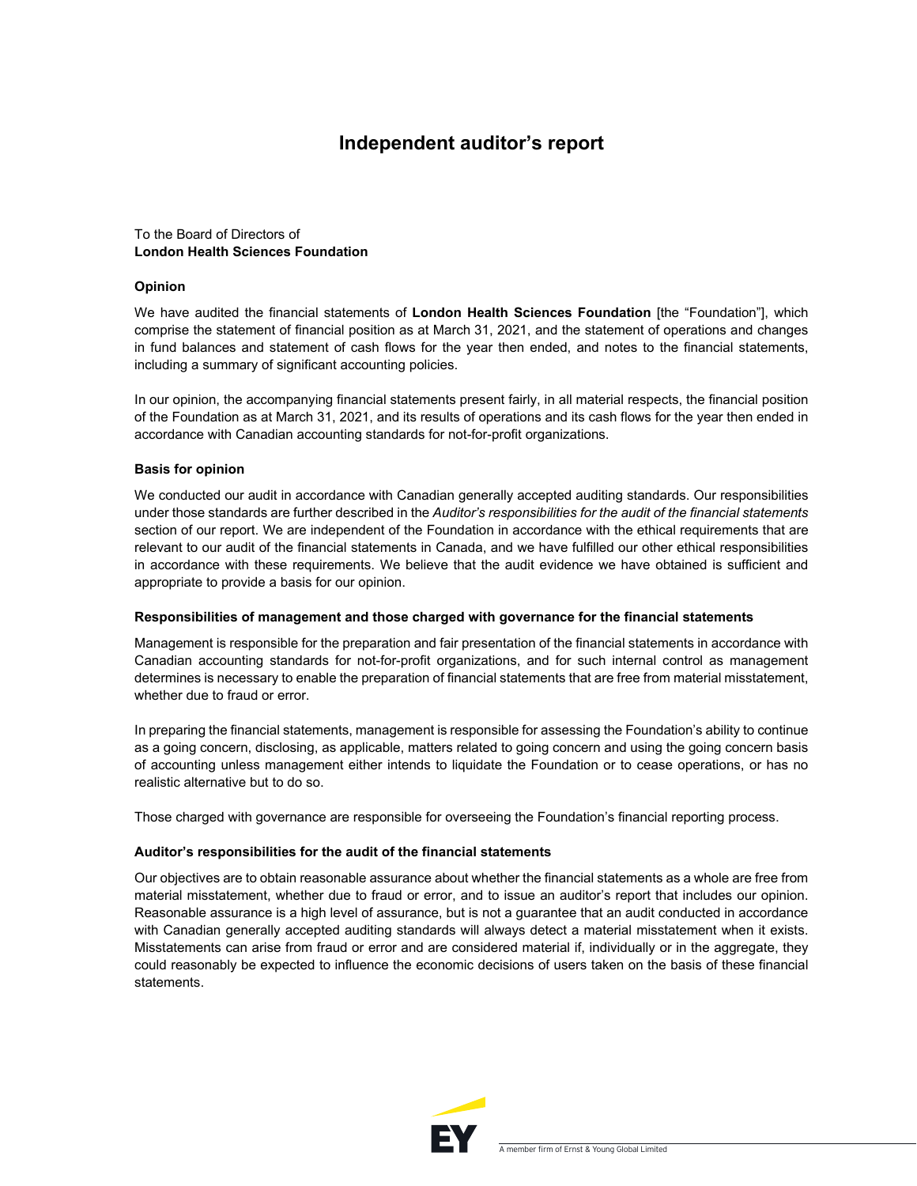# Independent auditor's report

To the Board of Directors of
**London Health Sciences Foundation**

### Opinion

We have audited the financial statements of **London Health Sciences Foundation** [the "Foundation"], which comprise the statement of financial position as at March 31, 2021, and the statement of operations and changes in fund balances and statement of cash flows for the year then ended, and notes to the financial statements, including a summary of significant accounting policies.

In our opinion, the accompanying financial statements present fairly, in all material respects, the financial position of the Foundation as at March 31, 2021, and its results of operations and its cash flows for the year then ended in accordance with Canadian accounting standards for not-for-profit organizations.

### Basis for opinion

We conducted our audit in accordance with Canadian generally accepted auditing standards. Our responsibilities under those standards are further described in the *Auditor's responsibilities for the audit of the financial statements* section of our report. We are independent of the Foundation in accordance with the ethical requirements that are relevant to our audit of the financial statements in Canada, and we have fulfilled our other ethical responsibilities in accordance with these requirements. We believe that the audit evidence we have obtained is sufficient and appropriate to provide a basis for our opinion.

### Responsibilities of management and those charged with governance for the financial statements

Management is responsible for the preparation and fair presentation of the financial statements in accordance with Canadian accounting standards for not-for-profit organizations, and for such internal control as management determines is necessary to enable the preparation of financial statements that are free from material misstatement, whether due to fraud or error.

In preparing the financial statements, management is responsible for assessing the Foundation's ability to continue as a going concern, disclosing, as applicable, matters related to going concern and using the going concern basis of accounting unless management either intends to liquidate the Foundation or to cease operations, or has no realistic alternative but to do so.

Those charged with governance are responsible for overseeing the Foundation's financial reporting process.

### Auditor's responsibilities for the audit of the financial statements

Our objectives are to obtain reasonable assurance about whether the financial statements as a whole are free from material misstatement, whether due to fraud or error, and to issue an auditor's report that includes our opinion. Reasonable assurance is a high level of assurance, but is not a guarantee that an audit conducted in accordance with Canadian generally accepted auditing standards will always detect a material misstatement when it exists. Misstatements can arise from fraud or error and are considered material if, individually or in the aggregate, they could reasonably be expected to influence the economic decisions of users taken on the basis of these financial statements.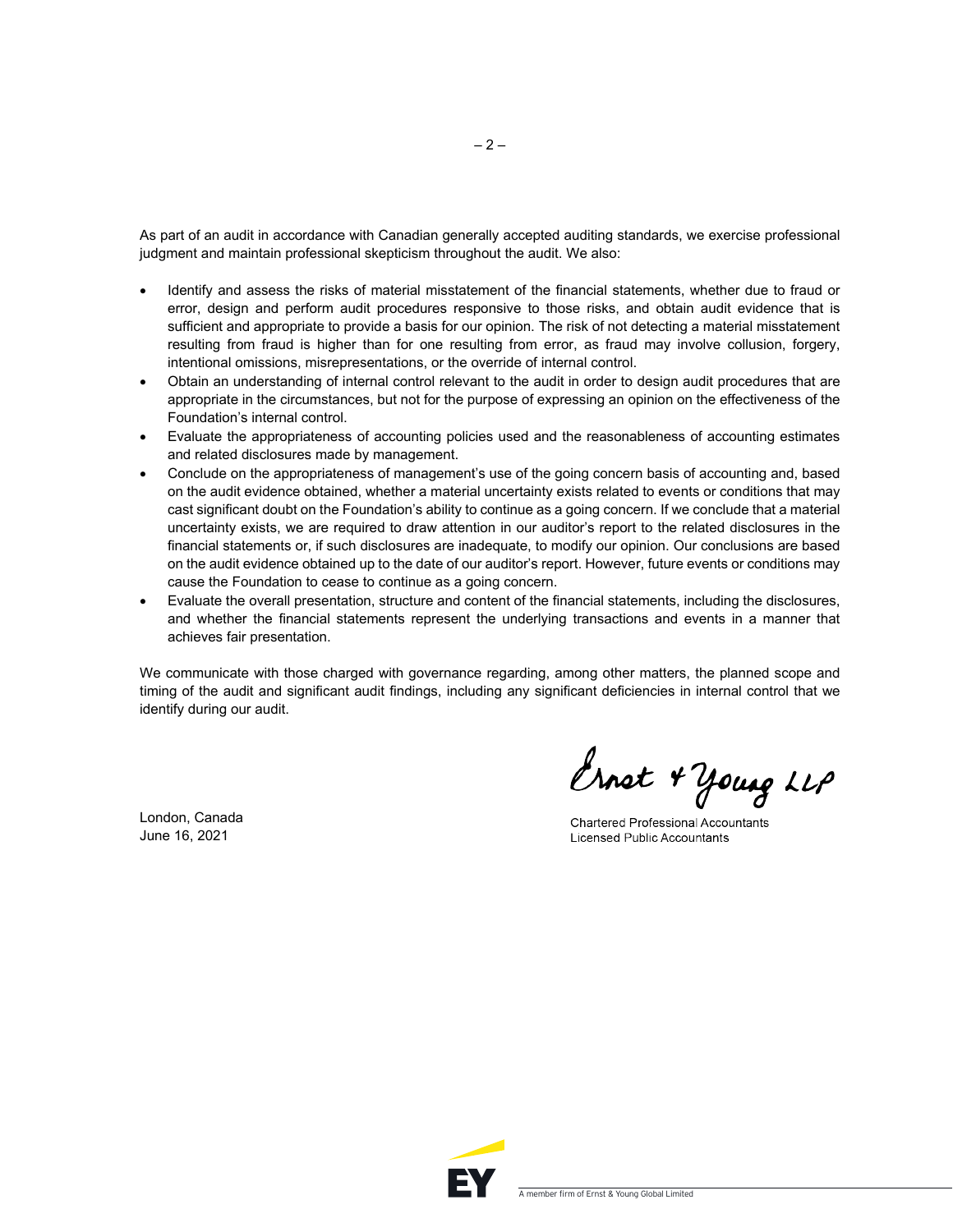As part of an audit in accordance with Canadian generally accepted auditing standards, we exercise professional judgment and maintain professional skepticism throughout the audit. We also:

- Identify and assess the risks of material misstatement of the financial statements, whether due to fraud or error, design and perform audit procedures responsive to those risks, and obtain audit evidence that is sufficient and appropriate to provide a basis for our opinion. The risk of not detecting a material misstatement resulting from fraud is higher than for one resulting from error, as fraud may involve collusion, forgery, intentional omissions, misrepresentations, or the override of internal control.
- Obtain an understanding of internal control relevant to the audit in order to design audit procedures that are appropriate in the circumstances, but not for the purpose of expressing an opinion on the effectiveness of the Foundation's internal control.
- Evaluate the appropriateness of accounting policies used and the reasonableness of accounting estimates and related disclosures made by management.
- Conclude on the appropriateness of management's use of the going concern basis of accounting and, based on the audit evidence obtained, whether a material uncertainty exists related to events or conditions that may cast significant doubt on the Foundation's ability to continue as a going concern. If we conclude that a material uncertainty exists, we are required to draw attention in our auditor's report to the related disclosures in the financial statements or, if such disclosures are inadequate, to modify our opinion. Our conclusions are based on the audit evidence obtained up to the date of our auditor's report. However, future events or conditions may cause the Foundation to cease to continue as a going concern.
- Evaluate the overall presentation, structure and content of the financial statements, including the disclosures, and whether the financial statements represent the underlying transactions and events in a manner that achieves fair presentation.

We communicate with those charged with governance regarding, among other matters, the planned scope and timing of the audit and significant audit findings, including any significant deficiencies in internal control that we identify during our audit.

Ernst & Young LLP

London, Canada
June 16, 2021

Chartered Professional Accountants
Licensed Public Accountants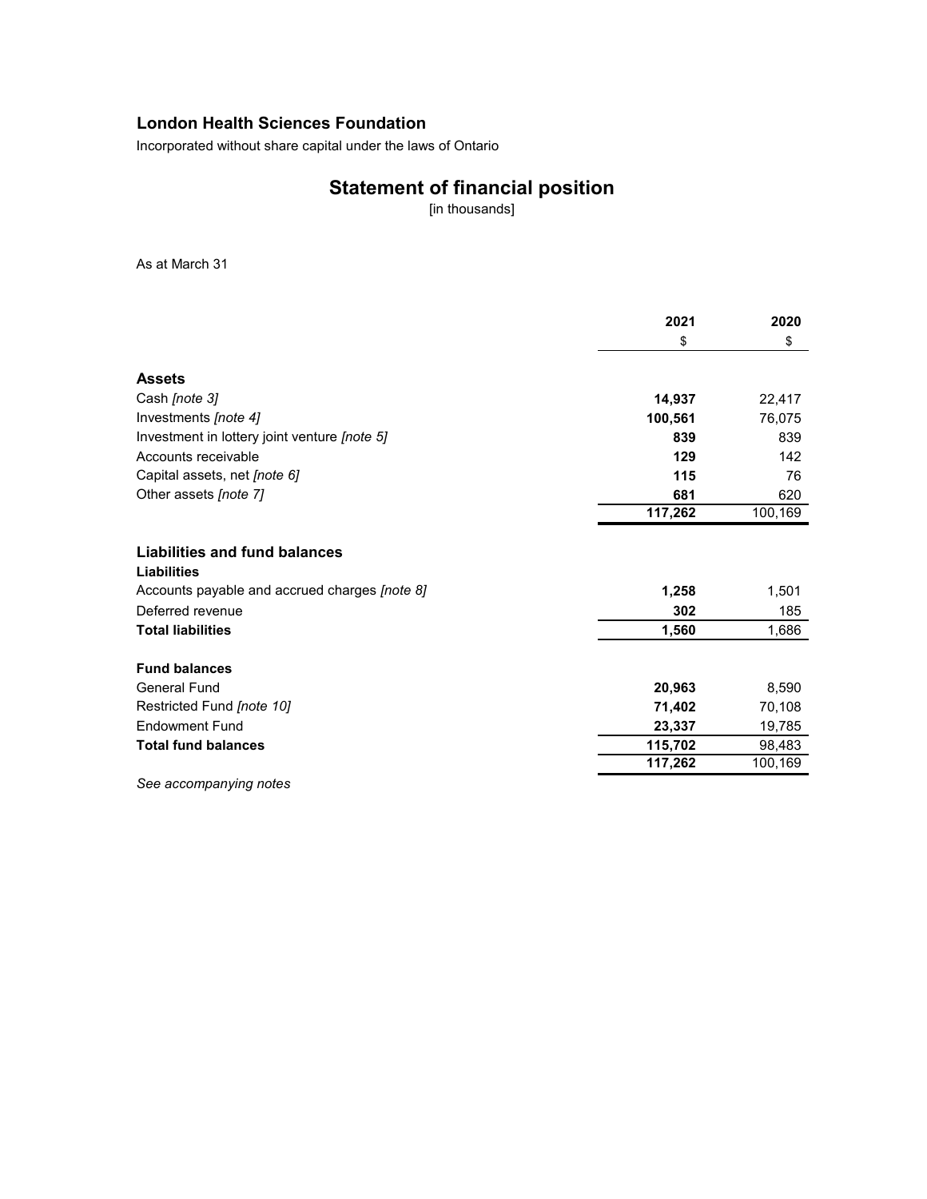**London Health Sciences Foundation**

Incorporated without share capital under the laws of Ontario

# Statement of financial position

[in thousands]

As at March 31

| | 2021 | 2020 |
|---|---|---|
| | $ | $ |
| **Assets** | | |
| Cash *[note 3]* | **14,937** | 22,417 |
| Investments *[note 4]* | **100,561** | 76,075 |
| Investment in lottery joint venture *[note 5]* | **839** | 839 |
| Accounts receivable | **129** | 142 |
| Capital assets, net *[note 6]* | **115** | 76 |
| Other assets *[note 7]* | **681** | 620 |
| | **117,262** | 100,169 |
| **Liabilities and fund balances** | | |
| **Liabilities** | | |
| Accounts payable and accrued charges *[note 8]* | **1,258** | 1,501 |
| Deferred revenue | **302** | 185 |
| **Total liabilities** | **1,560** | 1,686 |
| **Fund balances** | | |
| General Fund | **20,963** | 8,590 |
| Restricted Fund *[note 10]* | **71,402** | 70,108 |
| Endowment Fund | **23,337** | 19,785 |
| **Total fund balances** | **115,702** | 98,483 |
| | **117,262** | 100,169 |

*See accompanying notes*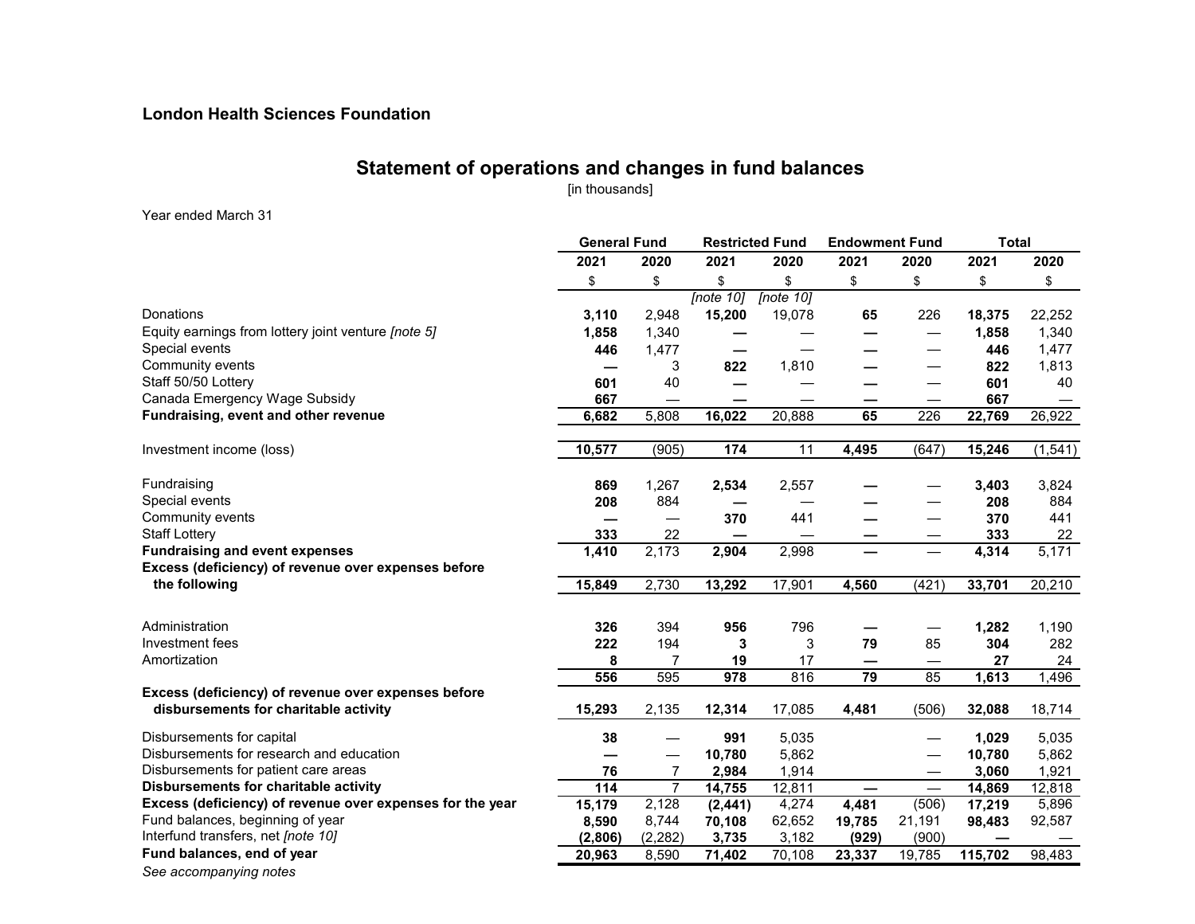**London Health Sciences Foundation**

## Statement of operations and changes in fund balances

[in thousands]

Year ended March 31

| | General Fund | | Restricted Fund | | Endowment Fund | | Total | |
|---|---|---|---|---|---|---|---|---|
| | 2021 | 2020 | 2021 | 2020 | 2021 | 2020 | 2021 | 2020 |
| | $ | $ | $ | $ | $ | $ | $ | $ |
| | | | *[note 10]* | *[note 10]* | | | | |
| Donations | **3,110** | 2,948 | **15,200** | 19,078 | **65** | 226 | **18,375** | 22,252 |
| Equity earnings from lottery joint venture *[note 5]* | **1,858** | 1,340 | **—** | — | **—** | — | **1,858** | 1,340 |
| Special events | **446** | 1,477 | **—** | — | **—** | — | **446** | 1,477 |
| Community events | **—** | 3 | **822** | 1,810 | **—** | — | **822** | 1,813 |
| Staff 50/50 Lottery | **601** | 40 | **—** | — | **—** | — | **601** | 40 |
| Canada Emergency Wage Subsidy | **667** | — | **—** | — | **—** | — | **667** | — |
| **Fundraising, event and other revenue** | **6,682** | 5,808 | **16,022** | 20,888 | **65** | 226 | **22,769** | 26,922 |
| | | | | | | | | |
| Investment income (loss) | **10,577** | (905) | **174** | 11 | **4,495** | (647) | **15,246** | (1,541) |
| | | | | | | | | |
| Fundraising | **869** | 1,267 | **2,534** | 2,557 | **—** | — | **3,403** | 3,824 |
| Special events | **208** | 884 | **—** | — | **—** | — | **208** | 884 |
| Community events | **—** | — | **370** | 441 | **—** | — | **370** | 441 |
| Staff Lottery | **333** | 22 | **—** | — | **—** | — | **333** | 22 |
| **Fundraising and event expenses** | **1,410** | 2,173 | **2,904** | 2,998 | **—** | — | **4,314** | 5,171 |
| **Excess (deficiency) of revenue over expenses before the following** | **15,849** | 2,730 | **13,292** | 17,901 | **4,560** | (421) | **33,701** | 20,210 |
| | | | | | | | | |
| Administration | **326** | 394 | **956** | 796 | **—** | — | **1,282** | 1,190 |
| Investment fees | **222** | 194 | **3** | 3 | **79** | 85 | **304** | 282 |
| Amortization | **8** | 7 | **19** | 17 | **—** | — | **27** | 24 |
| | **556** | 595 | **978** | 816 | **79** | 85 | **1,613** | 1,496 |
| **Excess (deficiency) of revenue over expenses before disbursements for charitable activity** | **15,293** | 2,135 | **12,314** | 17,085 | **4,481** | (506) | **32,088** | 18,714 |
| | | | | | | | | |
| Disbursements for capital | **38** | — | **991** | 5,035 | | — | **1,029** | 5,035 |
| Disbursements for research and education | **—** | — | **10,780** | 5,862 | | — | **10,780** | 5,862 |
| Disbursements for patient care areas | **76** | 7 | **2,984** | 1,914 | | — | **3,060** | 1,921 |
| **Disbursements for charitable activity** | **114** | 7 | **14,755** | 12,811 | **—** | — | **14,869** | 12,818 |
| **Excess (deficiency) of revenue over expenses for the year** | **15,179** | 2,128 | **(2,441)** | 4,274 | **4,481** | (506) | **17,219** | 5,896 |
| Fund balances, beginning of year | **8,590** | 8,744 | **70,108** | 62,652 | **19,785** | 21,191 | **98,483** | 92,587 |
| Interfund transfers, net *[note 10]* | **(2,806)** | (2,282) | **3,735** | 3,182 | **(929)** | (900) | **—** | — |
| **Fund balances, end of year** | **20,963** | 8,590 | **71,402** | 70,108 | **23,337** | 19,785 | **115,702** | 98,483 |

*See accompanying notes*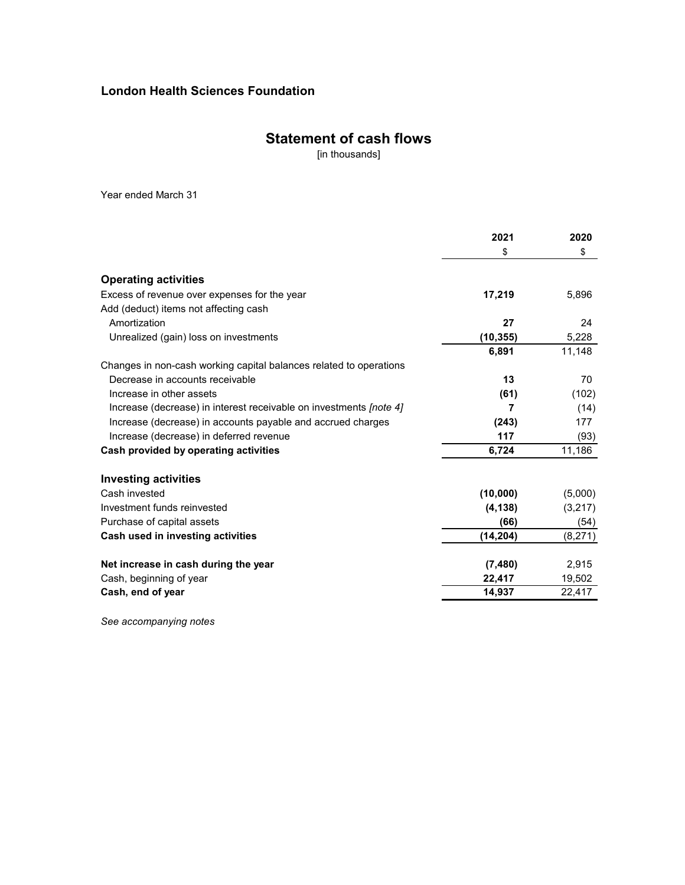**London Health Sciences Foundation**

## Statement of cash flows

[in thousands]

Year ended March 31

| | 2021 | 2020 |
|---|---|---|
| | $ | $ |
| **Operating activities** | | |
| Excess of revenue over expenses for the year | **17,219** | 5,896 |
| Add (deduct) items not affecting cash | | |
| Amortization | **27** | 24 |
| Unrealized (gain) loss on investments | **(10,355)** | 5,228 |
| | **6,891** | 11,148 |
| Changes in non-cash working capital balances related to operations | | |
| Decrease in accounts receivable | **13** | 70 |
| Increase in other assets | **(61)** | (102) |
| Increase (decrease) in interest receivable on investments *[note 4]* | **7** | (14) |
| Increase (decrease) in accounts payable and accrued charges | **(243)** | 177 |
| Increase (decrease) in deferred revenue | **117** | (93) |
| **Cash provided by operating activities** | **6,724** | 11,186 |
| **Investing activities** | | |
| Cash invested | **(10,000)** | (5,000) |
| Investment funds reinvested | **(4,138)** | (3,217) |
| Purchase of capital assets | **(66)** | (54) |
| **Cash used in investing activities** | **(14,204)** | (8,271) |
| **Net increase in cash during the year** | **(7,480)** | 2,915 |
| Cash, beginning of year | **22,417** | 19,502 |
| **Cash, end of year** | **14,937** | 22,417 |

*See accompanying notes*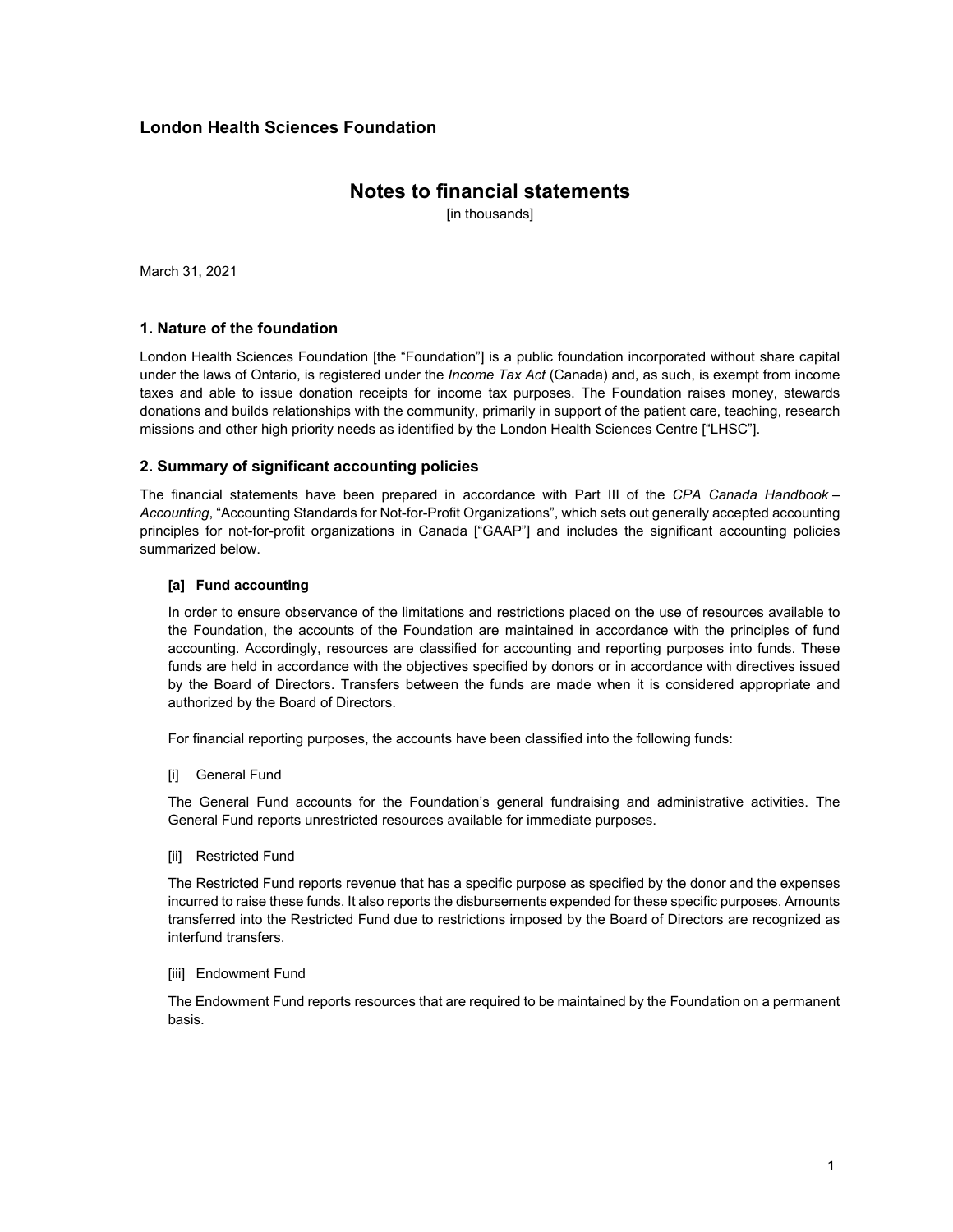## London Health Sciences Foundation

# Notes to financial statements

[in thousands]

March 31, 2021

### 1. Nature of the foundation

London Health Sciences Foundation [the "Foundation"] is a public foundation incorporated without share capital under the laws of Ontario, is registered under the *Income Tax Act* (Canada) and, as such, is exempt from income taxes and able to issue donation receipts for income tax purposes. The Foundation raises money, stewards donations and builds relationships with the community, primarily in support of the patient care, teaching, research missions and other high priority needs as identified by the London Health Sciences Centre ["LHSC"].

### 2. Summary of significant accounting policies

The financial statements have been prepared in accordance with Part III of the *CPA Canada Handbook – Accounting*, "Accounting Standards for Not-for-Profit Organizations", which sets out generally accepted accounting principles for not-for-profit organizations in Canada ["GAAP"] and includes the significant accounting policies summarized below.

#### [a] Fund accounting

In order to ensure observance of the limitations and restrictions placed on the use of resources available to the Foundation, the accounts of the Foundation are maintained in accordance with the principles of fund accounting. Accordingly, resources are classified for accounting and reporting purposes into funds. These funds are held in accordance with the objectives specified by donors or in accordance with directives issued by the Board of Directors. Transfers between the funds are made when it is considered appropriate and authorized by the Board of Directors.

For financial reporting purposes, the accounts have been classified into the following funds:

[i] General Fund

The General Fund accounts for the Foundation's general fundraising and administrative activities. The General Fund reports unrestricted resources available for immediate purposes.

[ii] Restricted Fund

The Restricted Fund reports revenue that has a specific purpose as specified by the donor and the expenses incurred to raise these funds. It also reports the disbursements expended for these specific purposes. Amounts transferred into the Restricted Fund due to restrictions imposed by the Board of Directors are recognized as interfund transfers.

[iii] Endowment Fund

The Endowment Fund reports resources that are required to be maintained by the Foundation on a permanent basis.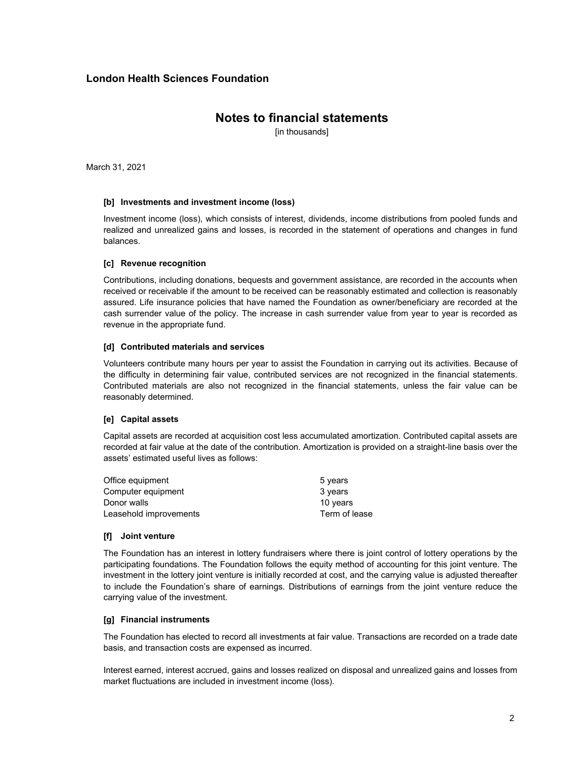## London Health Sciences Foundation

# Notes to financial statements

[in thousands]

March 31, 2021

### [b] Investments and investment income (loss)

Investment income (loss), which consists of interest, dividends, income distributions from pooled funds and realized and unrealized gains and losses, is recorded in the statement of operations and changes in fund balances.

### [c] Revenue recognition

Contributions, including donations, bequests and government assistance, are recorded in the accounts when received or receivable if the amount to be received can be reasonably estimated and collection is reasonably assured. Life insurance policies that have named the Foundation as owner/beneficiary are recorded at the cash surrender value of the policy. The increase in cash surrender value from year to year is recorded as revenue in the appropriate fund.

### [d] Contributed materials and services

Volunteers contribute many hours per year to assist the Foundation in carrying out its activities. Because of the difficulty in determining fair value, contributed services are not recognized in the financial statements. Contributed materials are also not recognized in the financial statements, unless the fair value can be reasonably determined.

### [e] Capital assets

Capital assets are recorded at acquisition cost less accumulated amortization. Contributed capital assets are recorded at fair value at the date of the contribution. Amortization is provided on a straight-line basis over the assets' estimated useful lives as follows:

| | |
|---|---|
| Office equipment | 5 years |
| Computer equipment | 3 years |
| Donor walls | 10 years |
| Leasehold improvements | Term of lease |

### [f] Joint venture

The Foundation has an interest in lottery fundraisers where there is joint control of lottery operations by the participating foundations. The Foundation follows the equity method of accounting for this joint venture. The investment in the lottery joint venture is initially recorded at cost, and the carrying value is adjusted thereafter to include the Foundation's share of earnings. Distributions of earnings from the joint venture reduce the carrying value of the investment.

### [g] Financial instruments

The Foundation has elected to record all investments at fair value. Transactions are recorded on a trade date basis, and transaction costs are expensed as incurred.

Interest earned, interest accrued, gains and losses realized on disposal and unrealized gains and losses from market fluctuations are included in investment income (loss).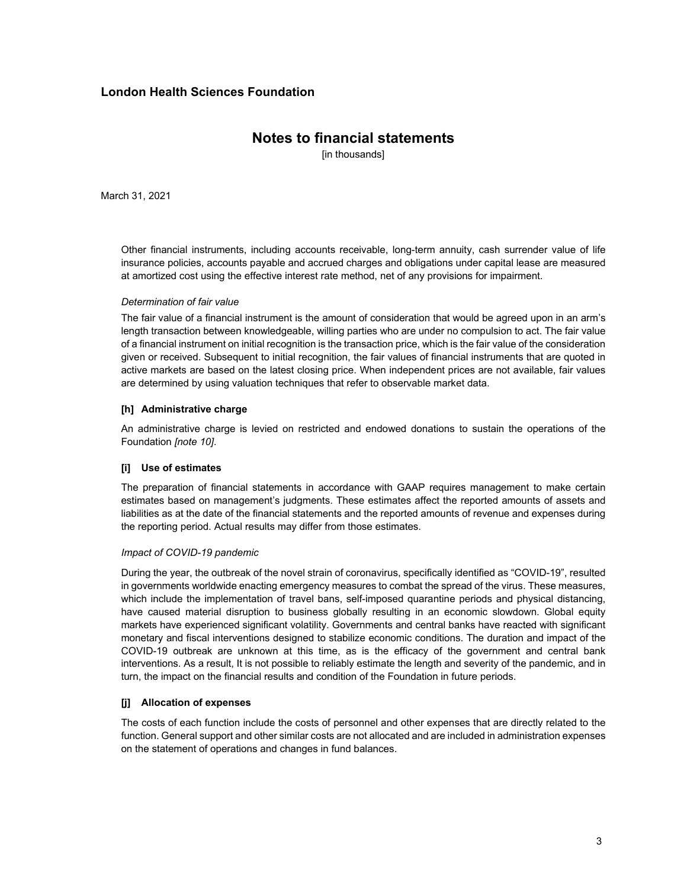Other financial instruments, including accounts receivable, long-term annuity, cash surrender value of life insurance policies, accounts payable and accrued charges and obligations under capital lease are measured at amortized cost using the effective interest rate method, net of any provisions for impairment.

*Determination of fair value*

The fair value of a financial instrument is the amount of consideration that would be agreed upon in an arm's length transaction between knowledgeable, willing parties who are under no compulsion to act. The fair value of a financial instrument on initial recognition is the transaction price, which is the fair value of the consideration given or received. Subsequent to initial recognition, the fair values of financial instruments that are quoted in active markets are based on the latest closing price. When independent prices are not available, fair values are determined by using valuation techniques that refer to observable market data.

### [h] Administrative charge

An administrative charge is levied on restricted and endowed donations to sustain the operations of the Foundation *[note 10]*.

### [i] Use of estimates

The preparation of financial statements in accordance with GAAP requires management to make certain estimates based on management's judgments. These estimates affect the reported amounts of assets and liabilities as at the date of the financial statements and the reported amounts of revenue and expenses during the reporting period. Actual results may differ from those estimates.

*Impact of COVID-19 pandemic*

During the year, the outbreak of the novel strain of coronavirus, specifically identified as "COVID-19", resulted in governments worldwide enacting emergency measures to combat the spread of the virus. These measures, which include the implementation of travel bans, self-imposed quarantine periods and physical distancing, have caused material disruption to business globally resulting in an economic slowdown. Global equity markets have experienced significant volatility. Governments and central banks have reacted with significant monetary and fiscal interventions designed to stabilize economic conditions. The duration and impact of the COVID-19 outbreak are unknown at this time, as is the efficacy of the government and central bank interventions. As a result, It is not possible to reliably estimate the length and severity of the pandemic, and in turn, the impact on the financial results and condition of the Foundation in future periods.

### [j] Allocation of expenses

The costs of each function include the costs of personnel and other expenses that are directly related to the function. General support and other similar costs are not allocated and are included in administration expenses on the statement of operations and changes in fund balances.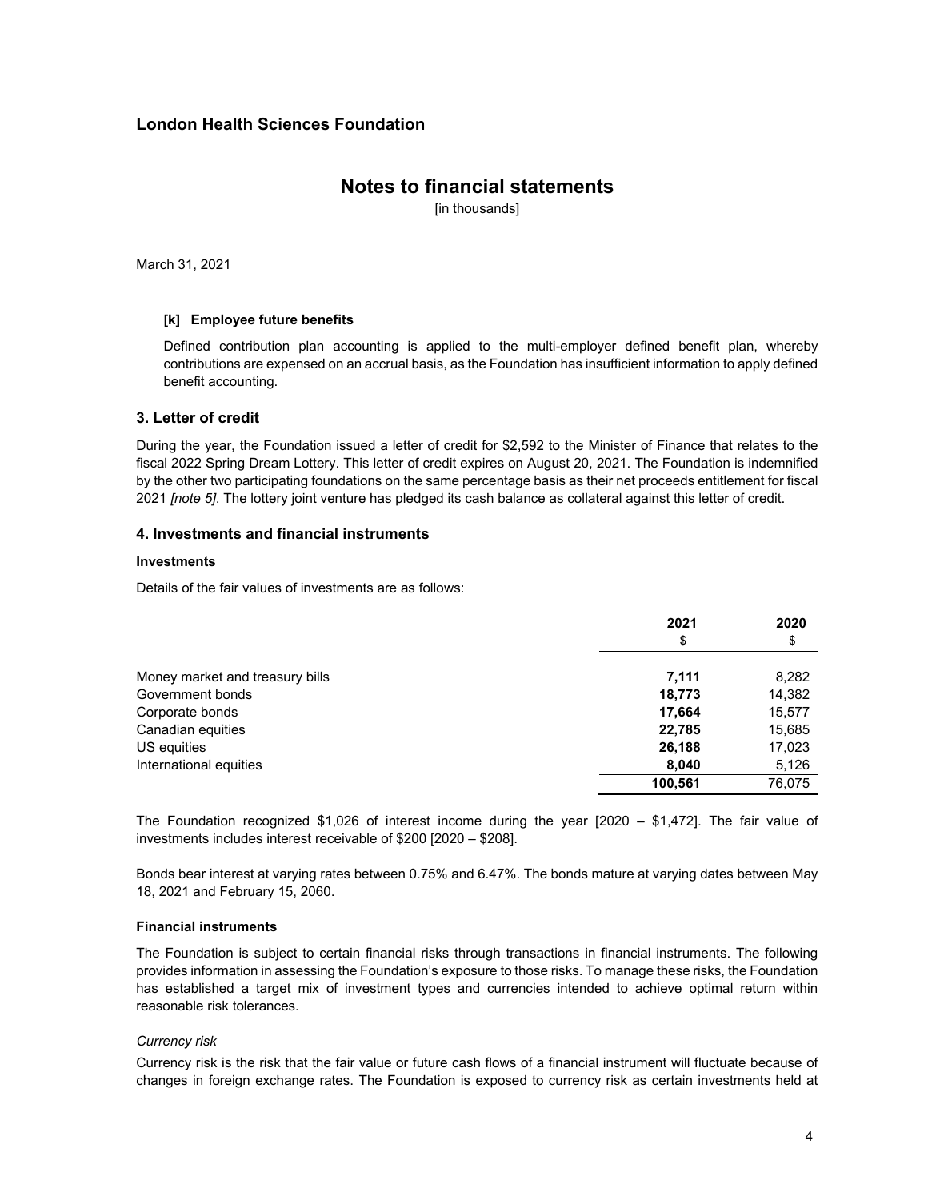# London Health Sciences Foundation

## Notes to financial statements

[in thousands]

March 31, 2021

**[k] Employee future benefits**

Defined contribution plan accounting is applied to the multi-employer defined benefit plan, whereby contributions are expensed on an accrual basis, as the Foundation has insufficient information to apply defined benefit accounting.

## 3. Letter of credit

During the year, the Foundation issued a letter of credit for $2,592 to the Minister of Finance that relates to the fiscal 2022 Spring Dream Lottery. This letter of credit expires on August 20, 2021. The Foundation is indemnified by the other two participating foundations on the same percentage basis as their net proceeds entitlement for fiscal 2021 *[note 5]*. The lottery joint venture has pledged its cash balance as collateral against this letter of credit.

## 4. Investments and financial instruments

### Investments

Details of the fair values of investments are as follows:

| | **2021** | **2020** |
|---|---|---|
| | $ | $ |
| Money market and treasury bills | **7,111** | 8,282 |
| Government bonds | **18,773** | 14,382 |
| Corporate bonds | **17,664** | 15,577 |
| Canadian equities | **22,785** | 15,685 |
| US equities | **26,188** | 17,023 |
| International equities | **8,040** | 5,126 |
| | **100,561** | 76,075 |

The Foundation recognized $1,026 of interest income during the year [2020 – $1,472]. The fair value of investments includes interest receivable of $200 [2020 – $208].

Bonds bear interest at varying rates between 0.75% and 6.47%. The bonds mature at varying dates between May 18, 2021 and February 15, 2060.

### Financial instruments

The Foundation is subject to certain financial risks through transactions in financial instruments. The following provides information in assessing the Foundation's exposure to those risks. To manage these risks, the Foundation has established a target mix of investment types and currencies intended to achieve optimal return within reasonable risk tolerances.

*Currency risk*

Currency risk is the risk that the fair value or future cash flows of a financial instrument will fluctuate because of changes in foreign exchange rates. The Foundation is exposed to currency risk as certain investments held at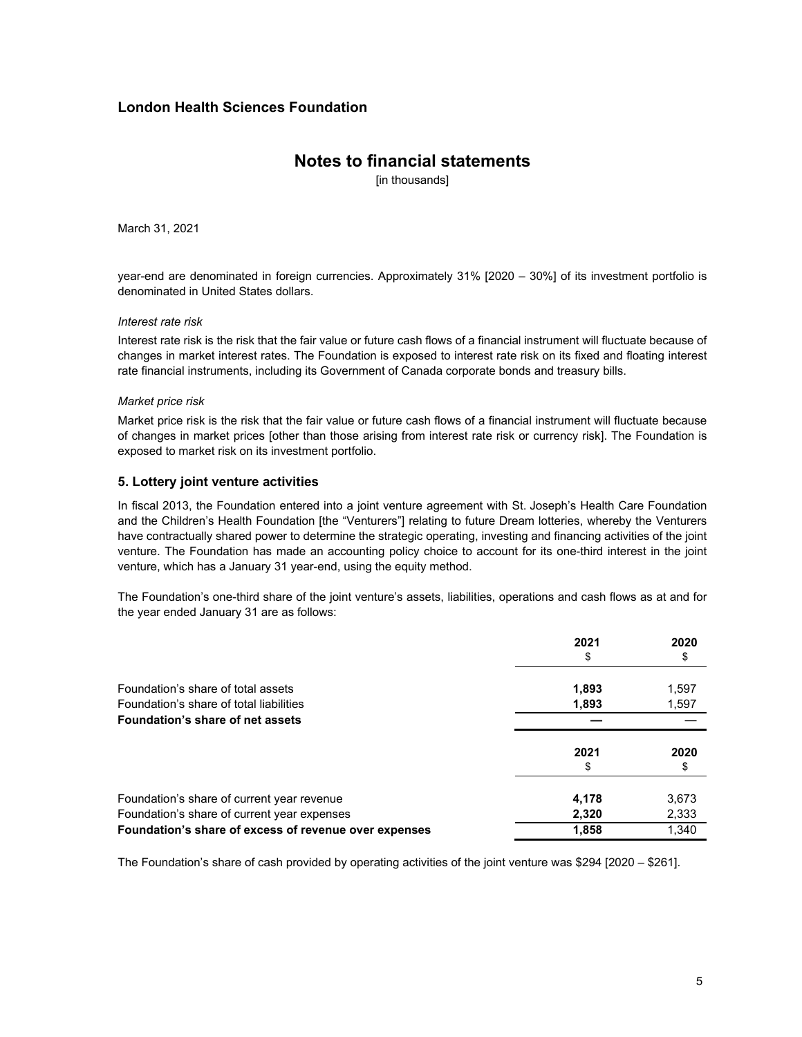year-end are denominated in foreign currencies. Approximately 31% [2020 – 30%] of its investment portfolio is denominated in United States dollars.

*Interest rate risk*

Interest rate risk is the risk that the fair value or future cash flows of a financial instrument will fluctuate because of changes in market interest rates. The Foundation is exposed to interest rate risk on its fixed and floating interest rate financial instruments, including its Government of Canada corporate bonds and treasury bills.

*Market price risk*

Market price risk is the risk that the fair value or future cash flows of a financial instrument will fluctuate because of changes in market prices [other than those arising from interest rate risk or currency risk]. The Foundation is exposed to market risk on its investment portfolio.

## 5. Lottery joint venture activities

In fiscal 2013, the Foundation entered into a joint venture agreement with St. Joseph's Health Care Foundation and the Children's Health Foundation [the "Venturers"] relating to future Dream lotteries, whereby the Venturers have contractually shared power to determine the strategic operating, investing and financing activities of the joint venture. The Foundation has made an accounting policy choice to account for its one-third interest in the joint venture, which has a January 31 year-end, using the equity method.

The Foundation's one-third share of the joint venture's assets, liabilities, operations and cash flows as at and for the year ended January 31 are as follows:

| | 2021<br>$ | 2020<br>$ |
|---|---|---|
| Foundation's share of total assets | **1,893** | 1,597 |
| Foundation's share of total liabilities | **1,893** | 1,597 |
| **Foundation's share of net assets** | **—** | — |

| | 2021<br>$ | 2020<br>$ |
|---|---|---|
| Foundation's share of current year revenue | **4,178** | 3,673 |
| Foundation's share of current year expenses | **2,320** | 2,333 |
| **Foundation's share of excess of revenue over expenses** | **1,858** | 1,340 |

The Foundation's share of cash provided by operating activities of the joint venture was $294 [2020 – $261].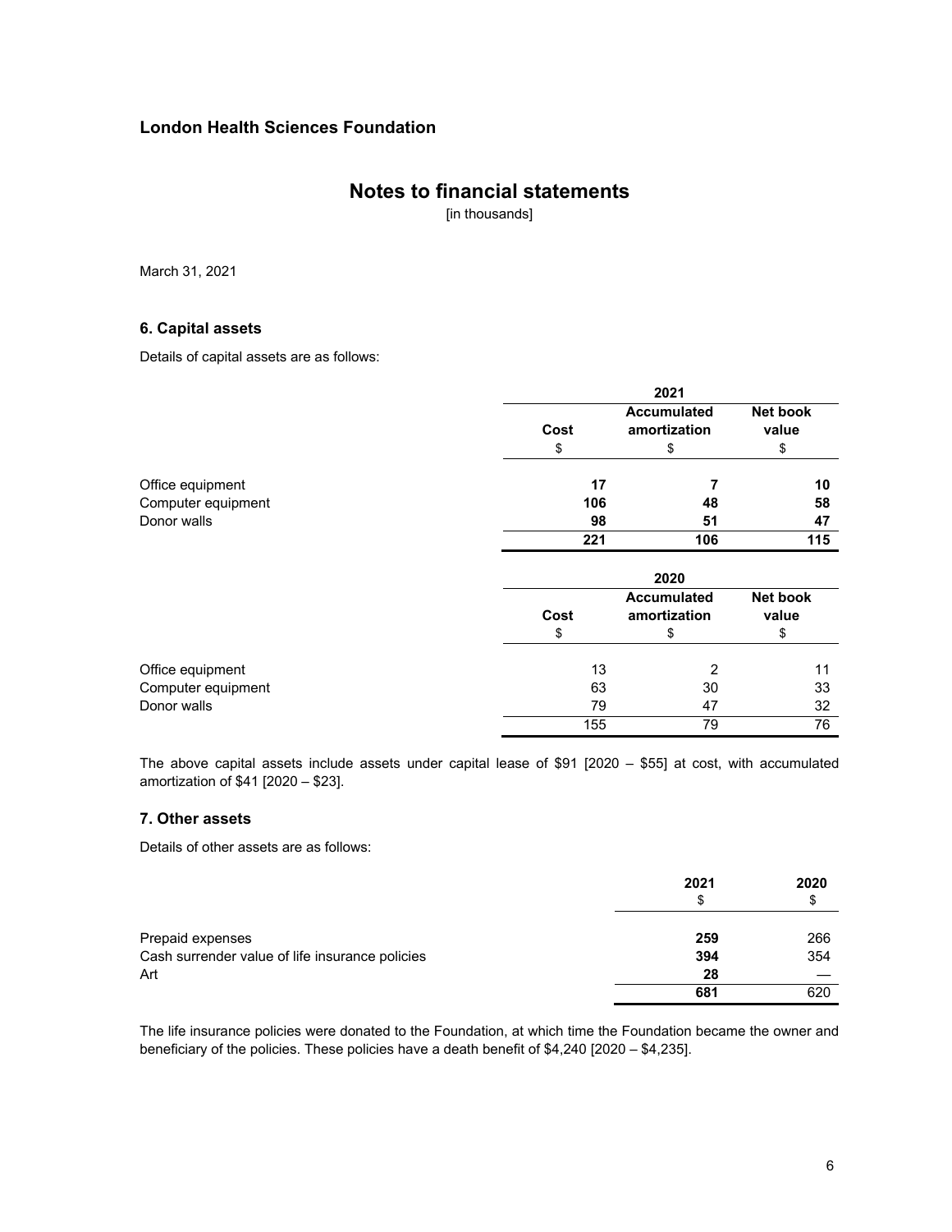## London Health Sciences Foundation

# Notes to financial statements

[in thousands]

March 31, 2021

### 6. Capital assets

Details of capital assets are as follows:

| | 2021 | | |
|---|---|---|---|
| | **Cost** | **Accumulated amortization** | **Net book value** |
| | $ | $ | $ |
| Office equipment | **17** | **7** | **10** |
| Computer equipment | **106** | **48** | **58** |
| Donor walls | **98** | **51** | **47** |
| | **221** | **106** | **115** |

| | 2020 | | |
|---|---|---|---|
| | **Cost** | **Accumulated amortization** | **Net book value** |
| | $ | $ | $ |
| Office equipment | 13 | 2 | 11 |
| Computer equipment | 63 | 30 | 33 |
| Donor walls | 79 | 47 | 32 |
| | 155 | 79 | 76 |

The above capital assets include assets under capital lease of $91 [2020 – $55] at cost, with accumulated amortization of $41 [2020 – $23].

### 7. Other assets

Details of other assets are as follows:

| | 2021 | 2020 |
|---|---|---|
| | $ | $ |
| Prepaid expenses | **259** | 266 |
| Cash surrender value of life insurance policies | **394** | 354 |
| Art | **28** | — |
| | **681** | 620 |

The life insurance policies were donated to the Foundation, at which time the Foundation became the owner and beneficiary of the policies. These policies have a death benefit of $4,240 [2020 – $4,235].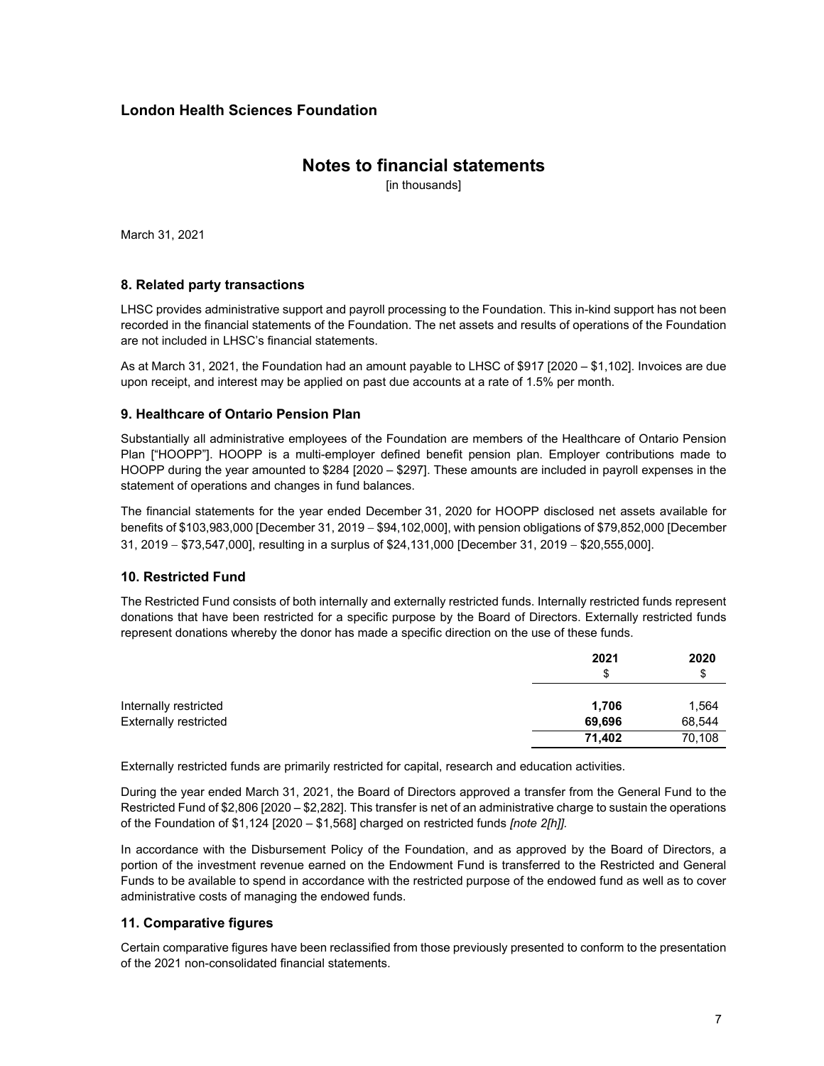# London Health Sciences Foundation

## Notes to financial statements

[in thousands]

March 31, 2021

### 8. Related party transactions

LHSC provides administrative support and payroll processing to the Foundation. This in-kind support has not been recorded in the financial statements of the Foundation. The net assets and results of operations of the Foundation are not included in LHSC's financial statements.

As at March 31, 2021, the Foundation had an amount payable to LHSC of $917 [2020 – $1,102]. Invoices are due upon receipt, and interest may be applied on past due accounts at a rate of 1.5% per month.

### 9. Healthcare of Ontario Pension Plan

Substantially all administrative employees of the Foundation are members of the Healthcare of Ontario Pension Plan ["HOOPP"]. HOOPP is a multi-employer defined benefit pension plan. Employer contributions made to HOOPP during the year amounted to $284 [2020 – $297]. These amounts are included in payroll expenses in the statement of operations and changes in fund balances.

The financial statements for the year ended December 31, 2020 for HOOPP disclosed net assets available for benefits of $103,983,000 [December 31, 2019 – $94,102,000], with pension obligations of $79,852,000 [December 31, 2019 – $73,547,000], resulting in a surplus of $24,131,000 [December 31, 2019 – $20,555,000].

### 10. Restricted Fund

The Restricted Fund consists of both internally and externally restricted funds. Internally restricted funds represent donations that have been restricted for a specific purpose by the Board of Directors. Externally restricted funds represent donations whereby the donor has made a specific direction on the use of these funds.

| | **2021** | **2020** |
|---|---|---|
| | $ | $ |
| Internally restricted | **1,706** | 1,564 |
| Externally restricted | **69,696** | 68,544 |
| | **71,402** | 70,108 |

Externally restricted funds are primarily restricted for capital, research and education activities.

During the year ended March 31, 2021, the Board of Directors approved a transfer from the General Fund to the Restricted Fund of $2,806 [2020 – $2,282]. This transfer is net of an administrative charge to sustain the operations of the Foundation of $1,124 [2020 – $1,568] charged on restricted funds *[note 2[h]].*

In accordance with the Disbursement Policy of the Foundation, and as approved by the Board of Directors, a portion of the investment revenue earned on the Endowment Fund is transferred to the Restricted and General Funds to be available to spend in accordance with the restricted purpose of the endowed fund as well as to cover administrative costs of managing the endowed funds.

### 11. Comparative figures

Certain comparative figures have been reclassified from those previously presented to conform to the presentation of the 2021 non-consolidated financial statements.